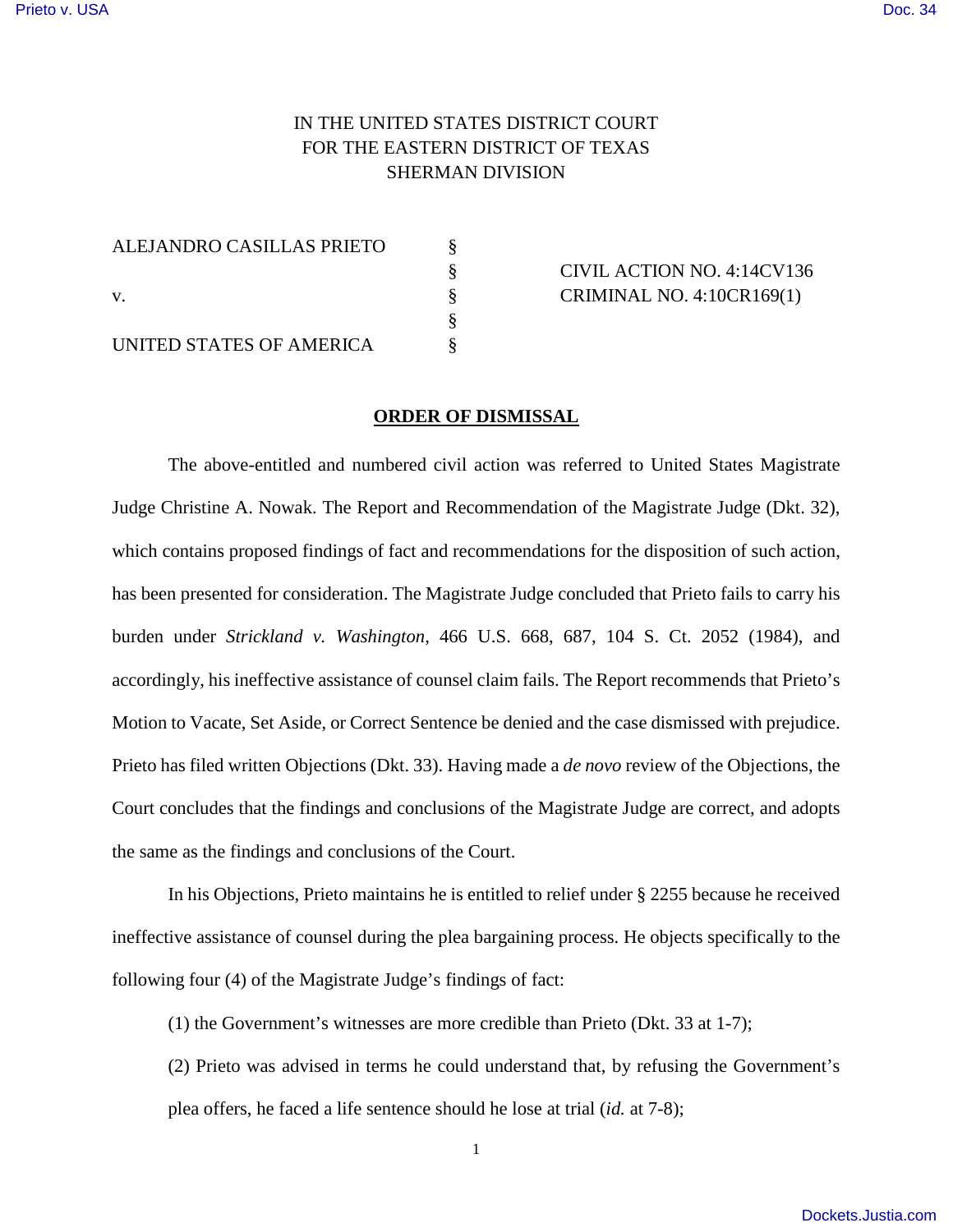IN THE UNITED STATES DISTRICT COURT
FOR THE EASTERN DISTRICT OF TEXAS
SHERMAN DIVISION

| | | |
|---|---|---|
| ALEJANDRO CASILLAS PRIETO | § | |
| | § | CIVIL ACTION NO. 4:14CV136 |
| v. | § | CRIMINAL NO. 4:10CR169(1) |
| | § | |
| UNITED STATES OF AMERICA | § | |

## ORDER OF DISMISSAL

The above-entitled and numbered civil action was referred to United States Magistrate Judge Christine A. Nowak. The Report and Recommendation of the Magistrate Judge (Dkt. 32), which contains proposed findings of fact and recommendations for the disposition of such action, has been presented for consideration. The Magistrate Judge concluded that Prieto fails to carry his burden under *Strickland v. Washington*, 466 U.S. 668, 687, 104 S. Ct. 2052 (1984), and accordingly, his ineffective assistance of counsel claim fails. The Report recommends that Prieto's Motion to Vacate, Set Aside, or Correct Sentence be denied and the case dismissed with prejudice. Prieto has filed written Objections (Dkt. 33). Having made a *de novo* review of the Objections, the Court concludes that the findings and conclusions of the Magistrate Judge are correct, and adopts the same as the findings and conclusions of the Court.

In his Objections, Prieto maintains he is entitled to relief under § 2255 because he received ineffective assistance of counsel during the plea bargaining process. He objects specifically to the following four (4) of the Magistrate Judge's findings of fact:

(1) the Government's witnesses are more credible than Prieto (Dkt. 33 at 1-7);

(2) Prieto was advised in terms he could understand that, by refusing the Government's plea offers, he faced a life sentence should he lose at trial (*id.* at 7-8);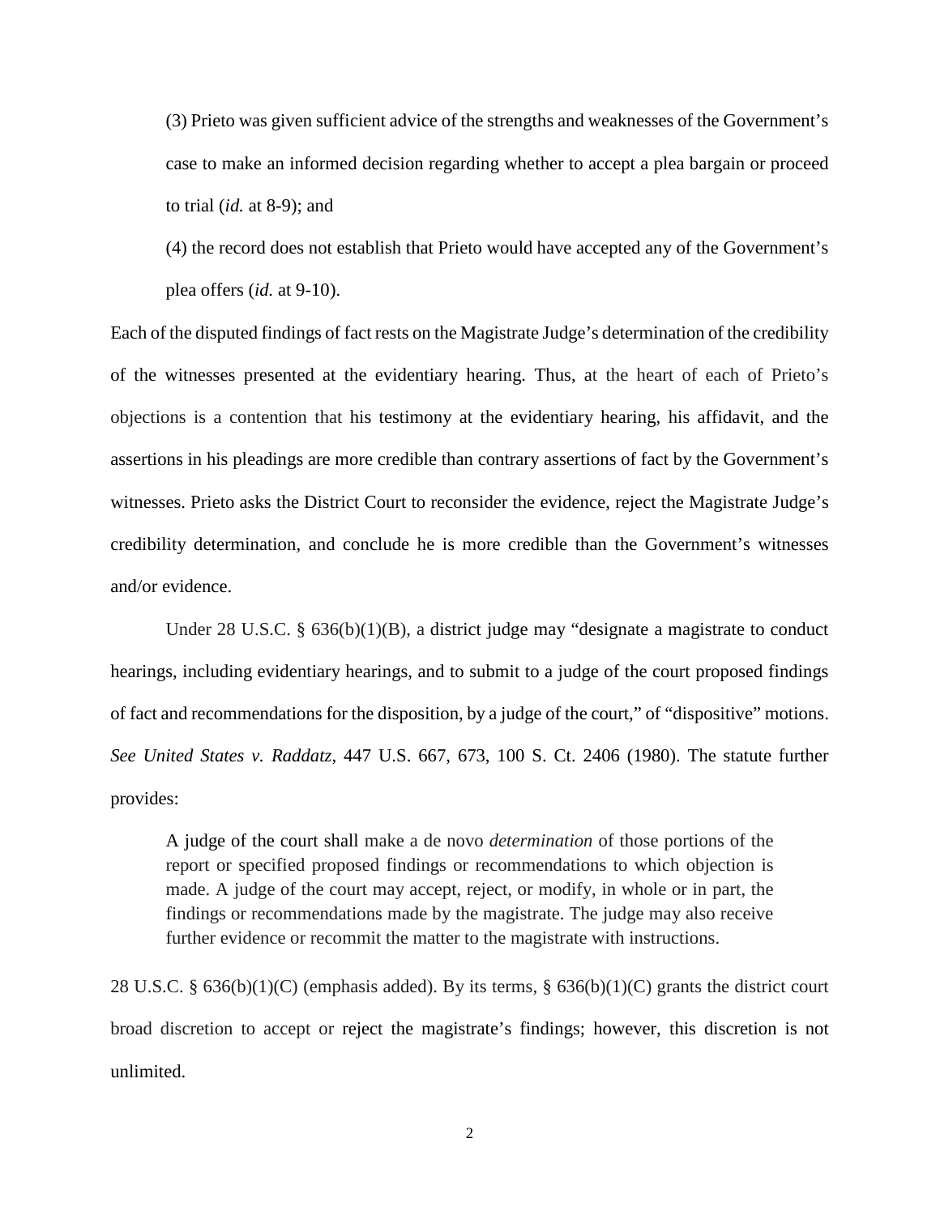(3) Prieto was given sufficient advice of the strengths and weaknesses of the Government's case to make an informed decision regarding whether to accept a plea bargain or proceed to trial (*id.* at 8-9); and

(4) the record does not establish that Prieto would have accepted any of the Government's plea offers (*id.* at 9-10).

Each of the disputed findings of fact rests on the Magistrate Judge's determination of the credibility of the witnesses presented at the evidentiary hearing. Thus, at the heart of each of Prieto's objections is a contention that his testimony at the evidentiary hearing, his affidavit, and the assertions in his pleadings are more credible than contrary assertions of fact by the Government's witnesses. Prieto asks the District Court to reconsider the evidence, reject the Magistrate Judge's credibility determination, and conclude he is more credible than the Government's witnesses and/or evidence.

Under 28 U.S.C. § 636(b)(1)(B), a district judge may "designate a magistrate to conduct hearings, including evidentiary hearings, and to submit to a judge of the court proposed findings of fact and recommendations for the disposition, by a judge of the court," of "dispositive" motions. *See United States v. Raddatz*, 447 U.S. 667, 673, 100 S. Ct. 2406 (1980). The statute further provides:

> A judge of the court shall make a de novo *determination* of those portions of the report or specified proposed findings or recommendations to which objection is made. A judge of the court may accept, reject, or modify, in whole or in part, the findings or recommendations made by the magistrate. The judge may also receive further evidence or recommit the matter to the magistrate with instructions.

28 U.S.C. § 636(b)(1)(C) (emphasis added). By its terms, § 636(b)(1)(C) grants the district court broad discretion to accept or reject the magistrate's findings; however, this discretion is not unlimited.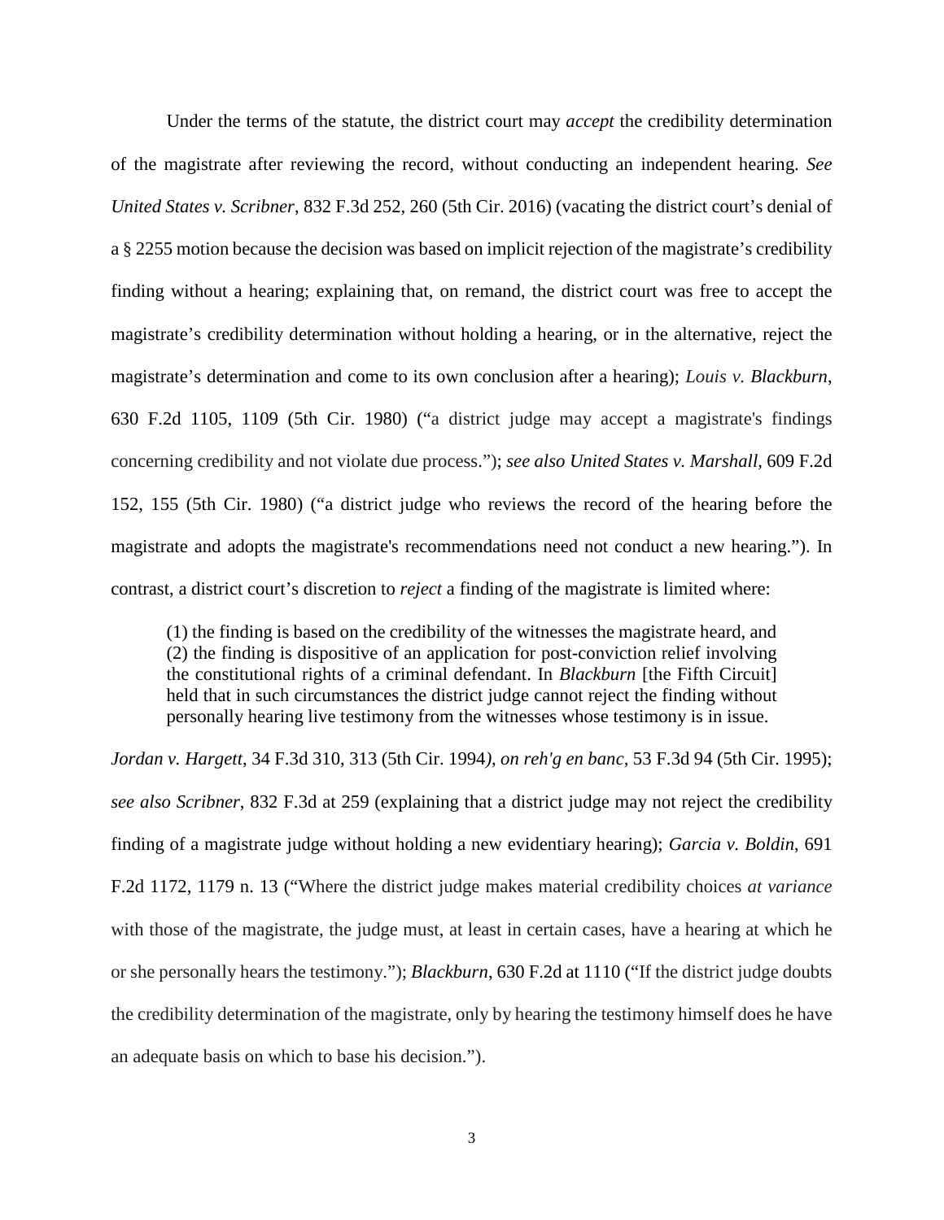Under the terms of the statute, the district court may *accept* the credibility determination of the magistrate after reviewing the record, without conducting an independent hearing. *See United States v. Scribner*, 832 F.3d 252, 260 (5th Cir. 2016) (vacating the district court's denial of a § 2255 motion because the decision was based on implicit rejection of the magistrate's credibility finding without a hearing; explaining that, on remand, the district court was free to accept the magistrate's credibility determination without holding a hearing, or in the alternative, reject the magistrate's determination and come to its own conclusion after a hearing); *Louis v. Blackburn*, 630 F.2d 1105, 1109 (5th Cir. 1980) ("a district judge may accept a magistrate's findings concerning credibility and not violate due process."); *see also United States v. Marshall,* 609 F.2d 152, 155 (5th Cir. 1980) ("a district judge who reviews the record of the hearing before the magistrate and adopts the magistrate's recommendations need not conduct a new hearing."). In contrast, a district court's discretion to *reject* a finding of the magistrate is limited where:

> (1) the finding is based on the credibility of the witnesses the magistrate heard, and (2) the finding is dispositive of an application for post-conviction relief involving the constitutional rights of a criminal defendant. In *Blackburn* [the Fifth Circuit] held that in such circumstances the district judge cannot reject the finding without personally hearing live testimony from the witnesses whose testimony is in issue.

*Jordan v. Hargett*, 34 F.3d 310, 313 (5th Cir. 1994*), on reh'g en banc*, 53 F.3d 94 (5th Cir. 1995); *see also Scribner*, 832 F.3d at 259 (explaining that a district judge may not reject the credibility finding of a magistrate judge without holding a new evidentiary hearing); *Garcia v. Boldin*, 691 F.2d 1172, 1179 n. 13 ("Where the district judge makes material credibility choices *at variance* with those of the magistrate, the judge must, at least in certain cases, have a hearing at which he or she personally hears the testimony."); *Blackburn*, 630 F.2d at 1110 ("If the district judge doubts the credibility determination of the magistrate, only by hearing the testimony himself does he have an adequate basis on which to base his decision.").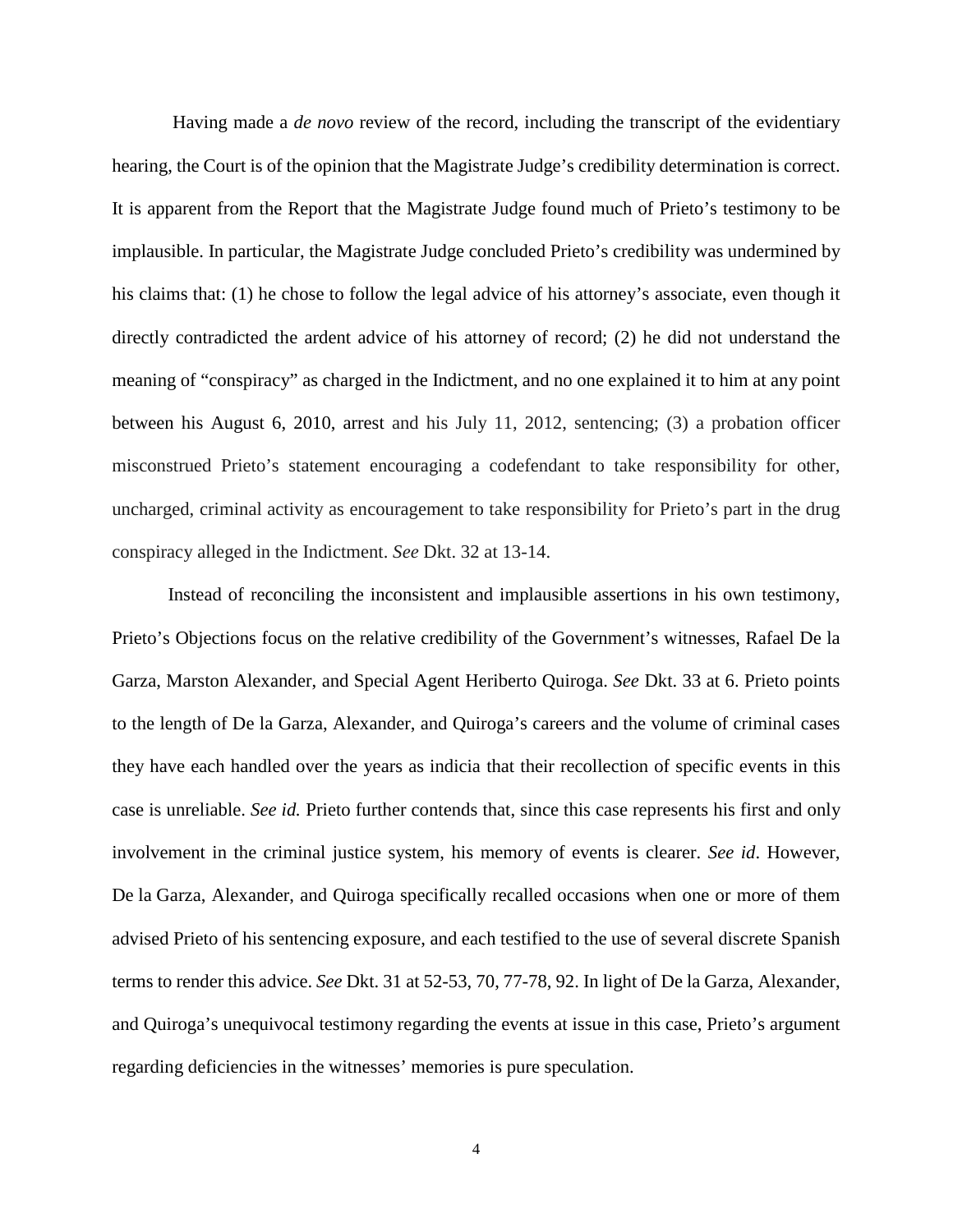Having made a *de novo* review of the record, including the transcript of the evidentiary hearing, the Court is of the opinion that the Magistrate Judge's credibility determination is correct. It is apparent from the Report that the Magistrate Judge found much of Prieto's testimony to be implausible. In particular, the Magistrate Judge concluded Prieto's credibility was undermined by his claims that: (1) he chose to follow the legal advice of his attorney's associate, even though it directly contradicted the ardent advice of his attorney of record; (2) he did not understand the meaning of "conspiracy" as charged in the Indictment, and no one explained it to him at any point between his August 6, 2010, arrest and his July 11, 2012, sentencing; (3) a probation officer misconstrued Prieto's statement encouraging a codefendant to take responsibility for other, uncharged, criminal activity as encouragement to take responsibility for Prieto's part in the drug conspiracy alleged in the Indictment. *See* Dkt. 32 at 13-14.

Instead of reconciling the inconsistent and implausible assertions in his own testimony, Prieto's Objections focus on the relative credibility of the Government's witnesses, Rafael De la Garza, Marston Alexander, and Special Agent Heriberto Quiroga. *See* Dkt. 33 at 6. Prieto points to the length of De la Garza, Alexander, and Quiroga's careers and the volume of criminal cases they have each handled over the years as indicia that their recollection of specific events in this case is unreliable. *See id.* Prieto further contends that, since this case represents his first and only involvement in the criminal justice system, his memory of events is clearer. *See id*. However, De la Garza, Alexander, and Quiroga specifically recalled occasions when one or more of them advised Prieto of his sentencing exposure, and each testified to the use of several discrete Spanish terms to render this advice. *See* Dkt. 31 at 52-53, 70, 77-78, 92. In light of De la Garza, Alexander, and Quiroga's unequivocal testimony regarding the events at issue in this case, Prieto's argument regarding deficiencies in the witnesses' memories is pure speculation.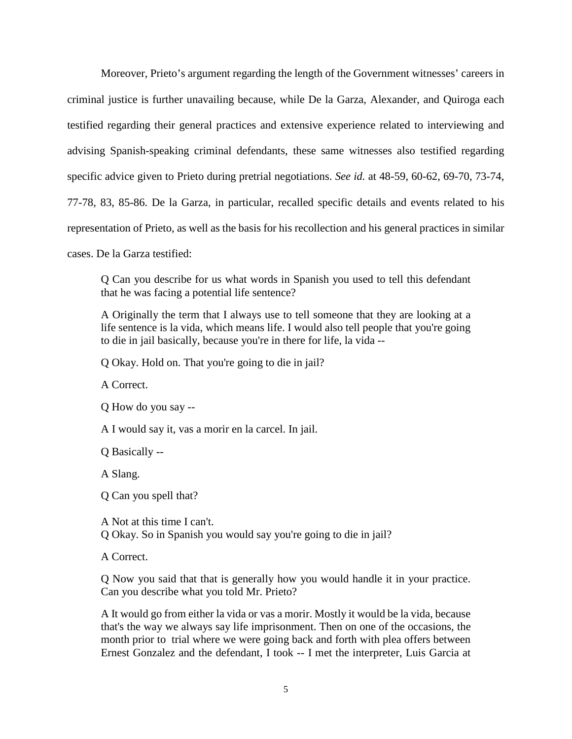Moreover, Prieto's argument regarding the length of the Government witnesses' careers in criminal justice is further unavailing because, while De la Garza, Alexander, and Quiroga each testified regarding their general practices and extensive experience related to interviewing and advising Spanish-speaking criminal defendants, these same witnesses also testified regarding specific advice given to Prieto during pretrial negotiations. *See id.* at 48-59, 60-62, 69-70, 73-74, 77-78, 83, 85-86. De la Garza, in particular, recalled specific details and events related to his representation of Prieto, as well as the basis for his recollection and his general practices in similar cases. De la Garza testified:

> Q Can you describe for us what words in Spanish you used to tell this defendant that he was facing a potential life sentence?
>
> A Originally the term that I always use to tell someone that they are looking at a life sentence is la vida, which means life. I would also tell people that you're going to die in jail basically, because you're in there for life, la vida --
>
> Q Okay. Hold on. That you're going to die in jail?
>
> A Correct.
>
> Q How do you say --
>
> A I would say it, vas a morir en la carcel. In jail.
>
> Q Basically --
>
> A Slang.
>
> Q Can you spell that?
>
> A Not at this time I can't.
> Q Okay. So in Spanish you would say you're going to die in jail?
>
> A Correct.
>
> Q Now you said that that is generally how you would handle it in your practice. Can you describe what you told Mr. Prieto?
>
> A It would go from either la vida or vas a morir. Mostly it would be la vida, because that's the way we always say life imprisonment. Then on one of the occasions, the month prior to trial where we were going back and forth with plea offers between Ernest Gonzalez and the defendant, I took -- I met the interpreter, Luis Garcia at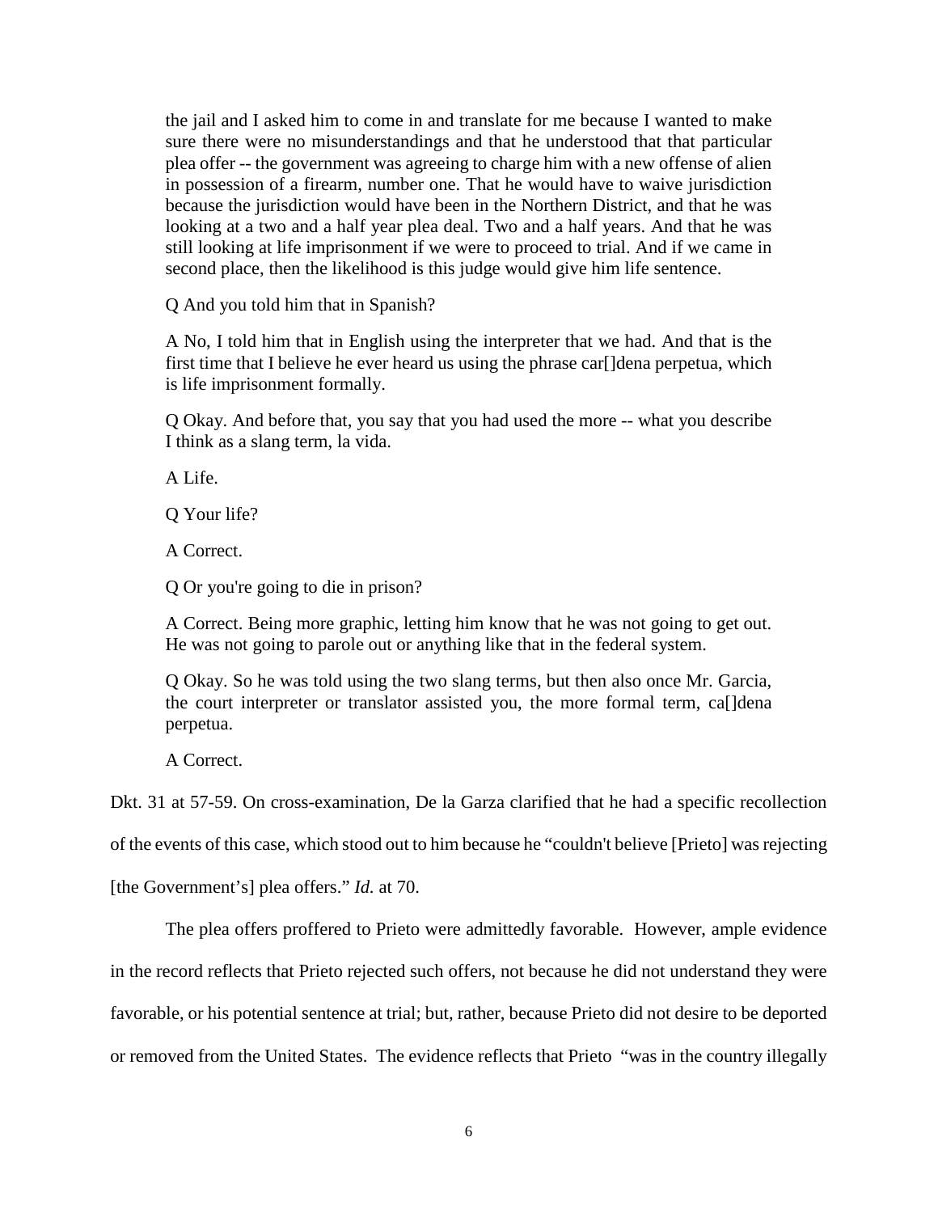the jail and I asked him to come in and translate for me because I wanted to make sure there were no misunderstandings and that he understood that that particular plea offer -- the government was agreeing to charge him with a new offense of alien in possession of a firearm, number one. That he would have to waive jurisdiction because the jurisdiction would have been in the Northern District, and that he was looking at a two and a half year plea deal. Two and a half years. And that he was still looking at life imprisonment if we were to proceed to trial. And if we came in second place, then the likelihood is this judge would give him life sentence.

> Q And you told him that in Spanish?
>
> A No, I told him that in English using the interpreter that we had. And that is the first time that I believe he ever heard us using the phrase car[]dena perpetua, which is life imprisonment formally.
>
> Q Okay. And before that, you say that you had used the more -- what you describe I think as a slang term, la vida.
>
> A Life.
>
> Q Your life?
>
> A Correct.
>
> Q Or you're going to die in prison?
>
> A Correct. Being more graphic, letting him know that he was not going to get out. He was not going to parole out or anything like that in the federal system.
>
> Q Okay. So he was told using the two slang terms, but then also once Mr. Garcia, the court interpreter or translator assisted you, the more formal term, ca[]dena perpetua.
>
> A Correct.

Dkt. 31 at 57-59. On cross-examination, De la Garza clarified that he had a specific recollection of the events of this case, which stood out to him because he "couldn't believe [Prieto] was rejecting [the Government's] plea offers." *Id.* at 70.

The plea offers proffered to Prieto were admittedly favorable. However, ample evidence in the record reflects that Prieto rejected such offers, not because he did not understand they were favorable, or his potential sentence at trial; but, rather, because Prieto did not desire to be deported or removed from the United States. The evidence reflects that Prieto "was in the country illegally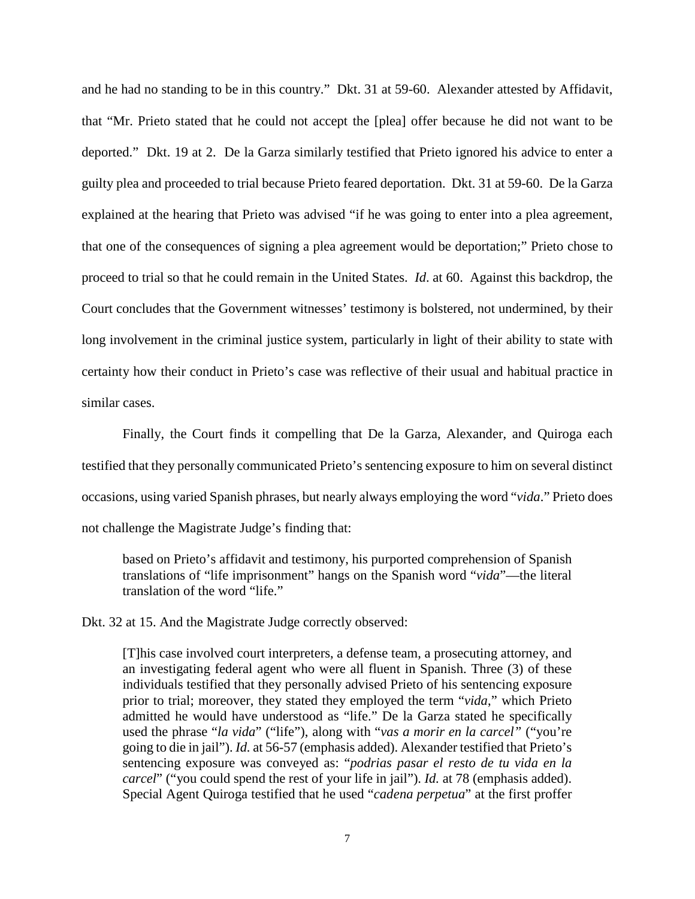and he had no standing to be in this country." Dkt. 31 at 59-60. Alexander attested by Affidavit, that "Mr. Prieto stated that he could not accept the [plea] offer because he did not want to be deported." Dkt. 19 at 2. De la Garza similarly testified that Prieto ignored his advice to enter a guilty plea and proceeded to trial because Prieto feared deportation. Dkt. 31 at 59-60. De la Garza explained at the hearing that Prieto was advised "if he was going to enter into a plea agreement, that one of the consequences of signing a plea agreement would be deportation;" Prieto chose to proceed to trial so that he could remain in the United States. *Id*. at 60. Against this backdrop, the Court concludes that the Government witnesses' testimony is bolstered, not undermined, by their long involvement in the criminal justice system, particularly in light of their ability to state with certainty how their conduct in Prieto's case was reflective of their usual and habitual practice in similar cases.

Finally, the Court finds it compelling that De la Garza, Alexander, and Quiroga each testified that they personally communicated Prieto's sentencing exposure to him on several distinct occasions, using varied Spanish phrases, but nearly always employing the word "*vida*." Prieto does not challenge the Magistrate Judge's finding that:

> based on Prieto's affidavit and testimony, his purported comprehension of Spanish translations of "life imprisonment" hangs on the Spanish word "*vida*"—the literal translation of the word "life."

Dkt. 32 at 15. And the Magistrate Judge correctly observed:

> [T]his case involved court interpreters, a defense team, a prosecuting attorney, and an investigating federal agent who were all fluent in Spanish. Three (3) of these individuals testified that they personally advised Prieto of his sentencing exposure prior to trial; moreover, they stated they employed the term "*vida*," which Prieto admitted he would have understood as "life." De la Garza stated he specifically used the phrase "*la vida*" ("life"), along with "*vas a morir en la carcel"* ("you're going to die in jail"). *Id.* at 56-57 (emphasis added). Alexander testified that Prieto's sentencing exposure was conveyed as: "*podrias pasar el resto de tu vida en la carcel*" ("you could spend the rest of your life in jail"). *Id.* at 78 (emphasis added). Special Agent Quiroga testified that he used "*cadena perpetua*" at the first proffer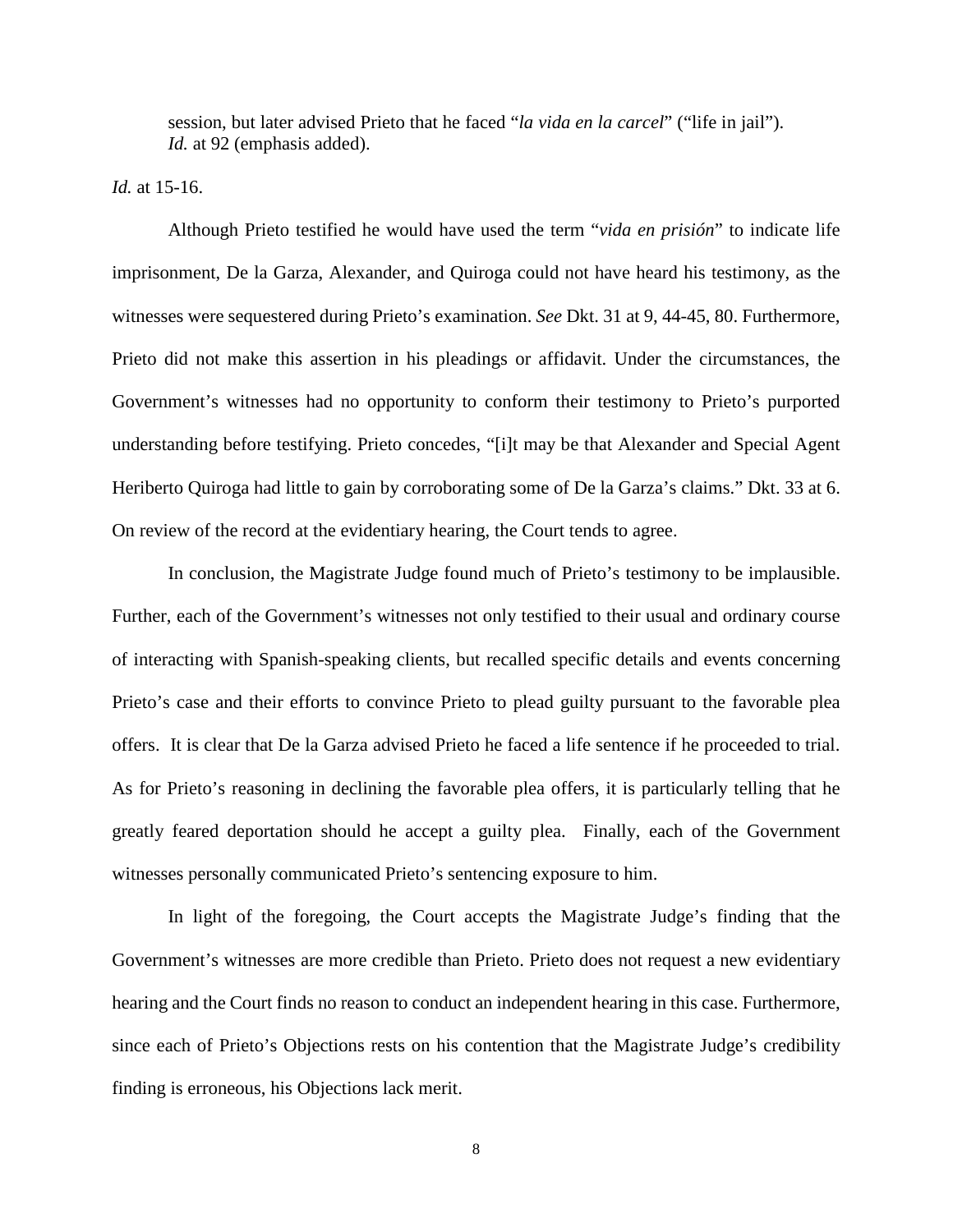> session, but later advised Prieto that he faced "*la vida en la carcel*" ("life in jail"). *Id.* at 92 (emphasis added).

*Id.* at 15-16.

Although Prieto testified he would have used the term "*vida en prisión*" to indicate life imprisonment, De la Garza, Alexander, and Quiroga could not have heard his testimony, as the witnesses were sequestered during Prieto's examination. *See* Dkt. 31 at 9, 44-45, 80. Furthermore, Prieto did not make this assertion in his pleadings or affidavit. Under the circumstances, the Government's witnesses had no opportunity to conform their testimony to Prieto's purported understanding before testifying. Prieto concedes, "[i]t may be that Alexander and Special Agent Heriberto Quiroga had little to gain by corroborating some of De la Garza's claims." Dkt. 33 at 6. On review of the record at the evidentiary hearing, the Court tends to agree.

In conclusion, the Magistrate Judge found much of Prieto's testimony to be implausible. Further, each of the Government's witnesses not only testified to their usual and ordinary course of interacting with Spanish-speaking clients, but recalled specific details and events concerning Prieto's case and their efforts to convince Prieto to plead guilty pursuant to the favorable plea offers. It is clear that De la Garza advised Prieto he faced a life sentence if he proceeded to trial. As for Prieto's reasoning in declining the favorable plea offers, it is particularly telling that he greatly feared deportation should he accept a guilty plea. Finally, each of the Government witnesses personally communicated Prieto's sentencing exposure to him.

In light of the foregoing, the Court accepts the Magistrate Judge's finding that the Government's witnesses are more credible than Prieto. Prieto does not request a new evidentiary hearing and the Court finds no reason to conduct an independent hearing in this case. Furthermore, since each of Prieto's Objections rests on his contention that the Magistrate Judge's credibility finding is erroneous, his Objections lack merit.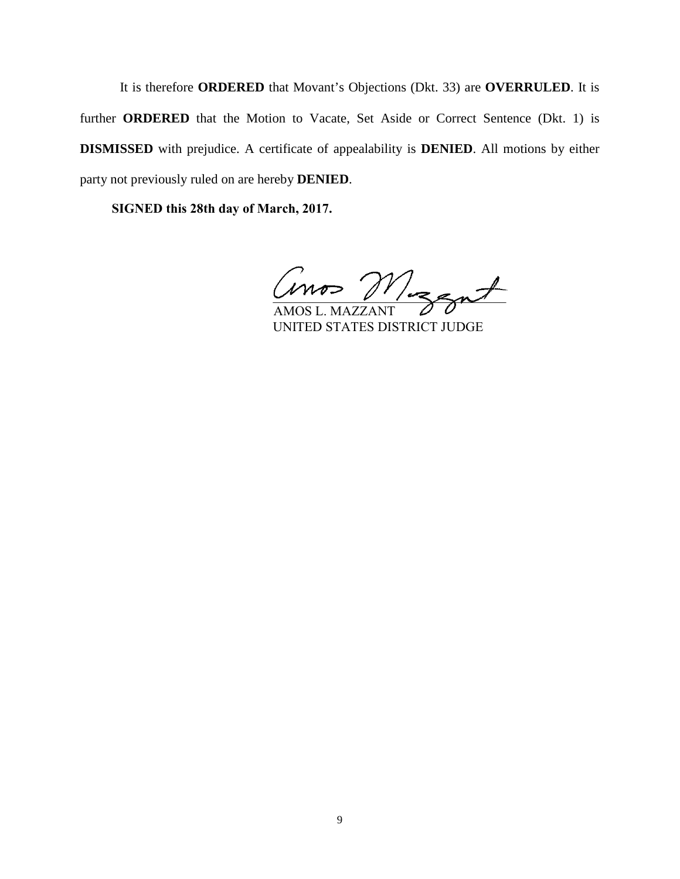It is therefore **ORDERED** that Movant's Objections (Dkt. 33) are **OVERRULED**. It is further **ORDERED** that the Motion to Vacate, Set Aside or Correct Sentence (Dkt. 1) is **DISMISSED** with prejudice. A certificate of appealability is **DENIED**. All motions by either party not previously ruled on are hereby **DENIED**.

**SIGNED this 28th day of March, 2017.**

AMOS L. MAZZANT
UNITED STATES DISTRICT JUDGE